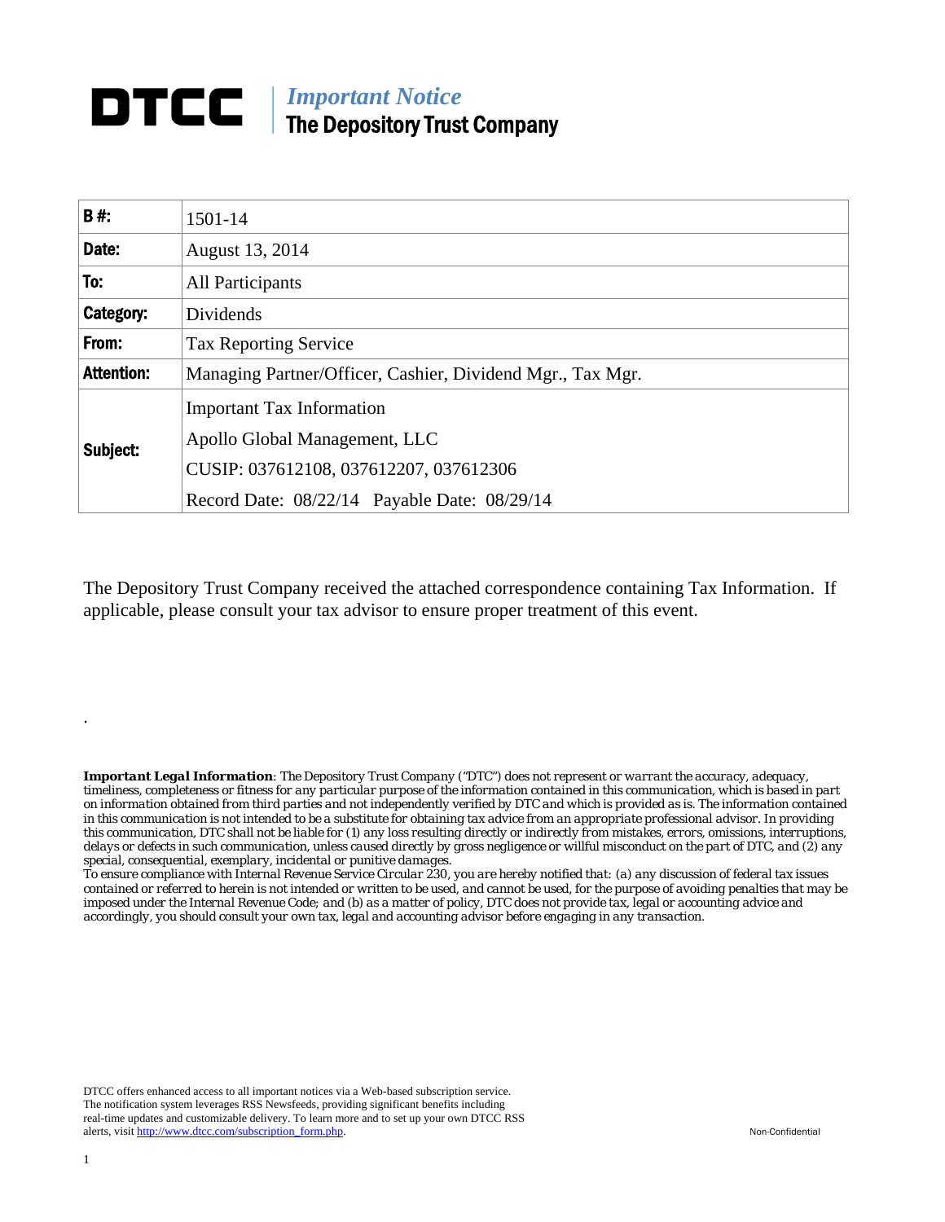# DTCC | *Important Notice*
## The Depository Trust Company

| | |
|---|---|
| **B #:** | 1501-14 |
| **Date:** | August 13, 2014 |
| **To:** | All Participants |
| **Category:** | Dividends |
| **From:** | Tax Reporting Service |
| **Attention:** | Managing Partner/Officer, Cashier, Dividend Mgr., Tax Mgr. |
| **Subject:** | Important Tax Information<br>Apollo Global Management, LLC<br>CUSIP: 037612108, 037612207, 037612306<br>Record Date: 08/22/14 Payable Date: 08/29/14 |

The Depository Trust Company received the attached correspondence containing Tax Information. If applicable, please consult your tax advisor to ensure proper treatment of this event.

.

***Important Legal Information****: The Depository Trust Company ("DTC") does not represent or warrant the accuracy, adequacy, timeliness, completeness or fitness for any particular purpose of the information contained in this communication, which is based in part on information obtained from third parties and not independently verified by DTC and which is provided as is. The information contained in this communication is not intended to be a substitute for obtaining tax advice from an appropriate professional advisor. In providing this communication, DTC shall not be liable for (1) any loss resulting directly or indirectly from mistakes, errors, omissions, interruptions, delays or defects in such communication, unless caused directly by gross negligence or willful misconduct on the part of DTC, and (2) any special, consequential, exemplary, incidental or punitive damages.*

*To ensure compliance with Internal Revenue Service Circular 230, you are hereby notified that: (a) any discussion of federal tax issues contained or referred to herein is not intended or written to be used, and cannot be used, for the purpose of avoiding penalties that may be imposed under the Internal Revenue Code; and (b) as a matter of policy, DTC does not provide tax, legal or accounting advice and accordingly, you should consult your own tax, legal and accounting advisor before engaging in any transaction.*

DTCC offers enhanced access to all important notices via a Web-based subscription service. The notification system leverages RSS Newsfeeds, providing significant benefits including real-time updates and customizable delivery. To learn more and to set up your own DTCC RSS alerts, visit http://www.dtcc.com/subscription_form.php.

Non-Confidential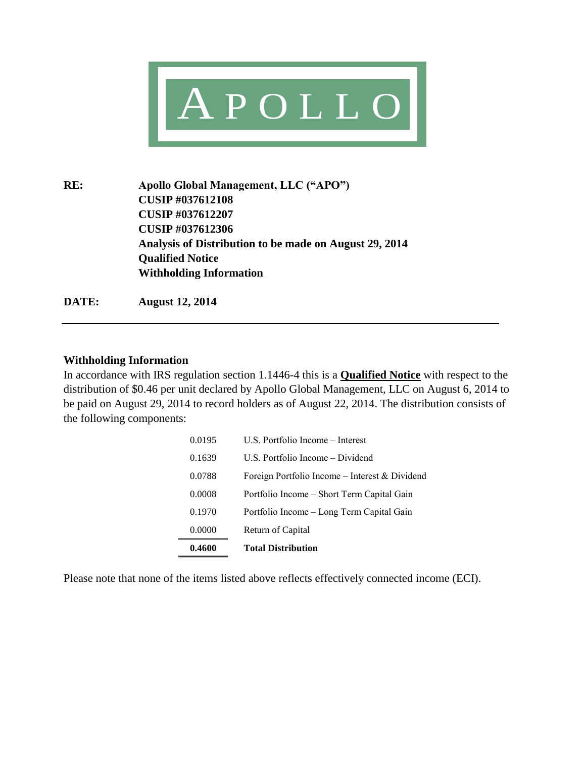APOLLO

**RE:** **Apollo Global Management, LLC ("APO")**
**CUSIP #037612108**
**CUSIP #037612207**
**CUSIP #037612306**
**Analysis of Distribution to be made on August 29, 2014**
**Qualified Notice**
**Withholding Information**

**DATE:** **August 12, 2014**

---

**Withholding Information**

In accordance with IRS regulation section 1.1446-4 this is a **Qualified Notice** with respect to the distribution of $0.46 per unit declared by Apollo Global Management, LLC on August 6, 2014 to be paid on August 29, 2014 to record holders as of August 22, 2014. The distribution consists of the following components:

| | |
|---|---|
| 0.0195 | U.S. Portfolio Income – Interest |
| 0.1639 | U.S. Portfolio Income – Dividend |
| 0.0788 | Foreign Portfolio Income – Interest & Dividend |
| 0.0008 | Portfolio Income – Short Term Capital Gain |
| 0.1970 | Portfolio Income – Long Term Capital Gain |
| 0.0000 | Return of Capital |
| **0.4600** | **Total Distribution** |

Please note that none of the items listed above reflects effectively connected income (ECI).